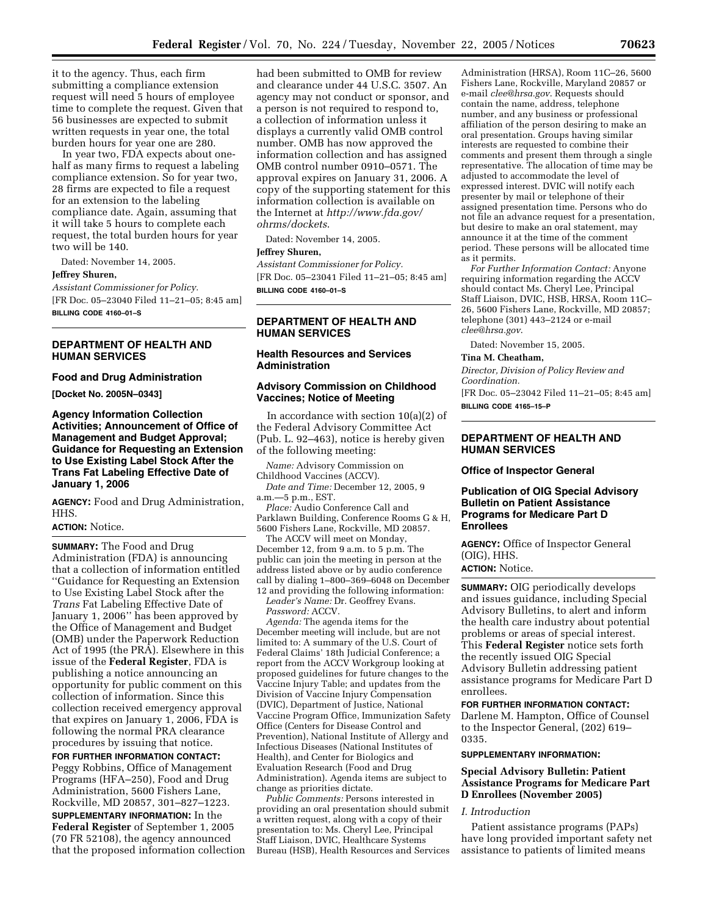it to the agency. Thus, each firm submitting a compliance extension request will need 5 hours of employee time to complete the request. Given that 56 businesses are expected to submit written requests in year one, the total burden hours for year one are 280.

In year two, FDA expects about one-half as many firms to request a labeling compliance extension. So for year two, 28 firms are expected to file a request for an extension to the labeling compliance date. Again, assuming that it will take 5 hours to complete each request, the total burden hours for year two will be 140.

Dated: November 14, 2005.

**Jeffrey Shuren,**

*Assistant Commissioner for Policy.*

[FR Doc. 05–23040 Filed 11–21–05; 8:45 am]

**BILLING CODE 4160–01–S**

## DEPARTMENT OF HEALTH AND HUMAN SERVICES

### Food and Drug Administration

**[Docket No. 2005N–0343]**

### Agency Information Collection Activities; Announcement of Office of Management and Budget Approval; Guidance for Requesting an Extension to Use Existing Label Stock After the Trans Fat Labeling Effective Date of January 1, 2006

**AGENCY:** Food and Drug Administration, HHS.

**ACTION:** Notice.

**SUMMARY:** The Food and Drug Administration (FDA) is announcing that a collection of information entitled ''Guidance for Requesting an Extension to Use Existing Label Stock after the *Trans* Fat Labeling Effective Date of January 1, 2006'' has been approved by the Office of Management and Budget (OMB) under the Paperwork Reduction Act of 1995 (the PRA). Elsewhere in this issue of the **Federal Register**, FDA is publishing a notice announcing an opportunity for public comment on this collection of information. Since this collection received emergency approval that expires on January 1, 2006, FDA is following the normal PRA clearance procedures by issuing that notice.

**FOR FURTHER INFORMATION CONTACT:** Peggy Robbins, Office of Management Programs (HFA–250), Food and Drug Administration, 5600 Fishers Lane, Rockville, MD 20857, 301–827–1223.

**SUPPLEMENTARY INFORMATION:** In the **Federal Register** of September 1, 2005 (70 FR 52108), the agency announced that the proposed information collection had been submitted to OMB for review and clearance under 44 U.S.C. 3507. An agency may not conduct or sponsor, and a person is not required to respond to, a collection of information unless it displays a currently valid OMB control number. OMB has now approved the information collection and has assigned OMB control number 0910–0571. The approval expires on January 31, 2006. A copy of the supporting statement for this information collection is available on the Internet at *http://www.fda.gov/ohrms/dockets*.

Dated: November 14, 2005.

**Jeffrey Shuren,**

*Assistant Commissioner for Policy.*

[FR Doc. 05–23041 Filed 11–21–05; 8:45 am]

**BILLING CODE 4160–01–S**

## DEPARTMENT OF HEALTH AND HUMAN SERVICES

### Health Resources and Services Administration

### Advisory Commission on Childhood Vaccines; Notice of Meeting

In accordance with section 10(a)(2) of the Federal Advisory Committee Act (Pub. L. 92–463), notice is hereby given of the following meeting:

*Name:* Advisory Commission on Childhood Vaccines (ACCV).

*Date and Time:* December 12, 2005, 9 a.m.—5 p.m., EST.

*Place:* Audio Conference Call and Parklawn Building, Conference Rooms G & H, 5600 Fishers Lane, Rockville, MD 20857.

The ACCV will meet on Monday, December 12, from 9 a.m. to 5 p.m. The public can join the meeting in person at the address listed above or by audio conference call by dialing 1–800–369–6048 on December 12 and providing the following information:

*Leader's Name:* Dr. Geoffrey Evans.

*Password:* ACCV.

*Agenda:* The agenda items for the December meeting will include, but are not limited to: A summary of the U.S. Court of Federal Claims' 18th Judicial Conference; a report from the ACCV Workgroup looking at proposed guidelines for future changes to the Vaccine Injury Table; and updates from the Division of Vaccine Injury Compensation (DVIC), Department of Justice, National Vaccine Program Office, Immunization Safety Office (Centers for Disease Control and Prevention), National Institute of Allergy and Infectious Diseases (National Institutes of Health), and Center for Biologics and Evaluation Research (Food and Drug Administration). Agenda items are subject to change as priorities dictate.

*Public Comments:* Persons interested in providing an oral presentation should submit a written request, along with a copy of their presentation to: Ms. Cheryl Lee, Principal Staff Liaison, DVIC, Healthcare Systems Bureau (HSB), Health Resources and Services Administration (HRSA), Room 11C–26, 5600 Fishers Lane, Rockville, Maryland 20857 or e-mail *clee@hrsa.gov*. Requests should contain the name, address, telephone number, and any business or professional affiliation of the person desiring to make an oral presentation. Groups having similar interests are requested to combine their comments and present them through a single representative. The allocation of time may be adjusted to accommodate the level of expressed interest. DVIC will notify each presenter by mail or telephone of their assigned presentation time. Persons who do not file an advance request for a presentation, but desire to make an oral statement, may announce it at the time of the comment period. These persons will be allocated time as it permits.

*For Further Information Contact:* Anyone requiring information regarding the ACCV should contact Ms. Cheryl Lee, Principal Staff Liaison, DVIC, HSB, HRSA, Room 11C–26, 5600 Fishers Lane, Rockville, MD 20857; telephone (301) 443–2124 or e-mail *clee@hrsa.gov*.

Dated: November 15, 2005.

**Tina M. Cheatham,**

*Director, Division of Policy Review and Coordination.*

[FR Doc. 05–23042 Filed 11–21–05; 8:45 am]

**BILLING CODE 4165–15–P**

## DEPARTMENT OF HEALTH AND HUMAN SERVICES

### Office of Inspector General

### Publication of OIG Special Advisory Bulletin on Patient Assistance Programs for Medicare Part D Enrollees

**AGENCY:** Office of Inspector General (OIG), HHS.

**ACTION:** Notice.

**SUMMARY:** OIG periodically develops and issues guidance, including Special Advisory Bulletins, to alert and inform the health care industry about potential problems or areas of special interest. This **Federal Register** notice sets forth the recently issued OIG Special Advisory Bulletin addressing patient assistance programs for Medicare Part D enrollees.

**FOR FURTHER INFORMATION CONTACT:** Darlene M. Hampton, Office of Counsel to the Inspector General, (202) 619–0335.

**SUPPLEMENTARY INFORMATION:**

### Special Advisory Bulletin: Patient Assistance Programs for Medicare Part D Enrollees (November 2005)

*I. Introduction*

Patient assistance programs (PAPs) have long provided important safety net assistance to patients of limited means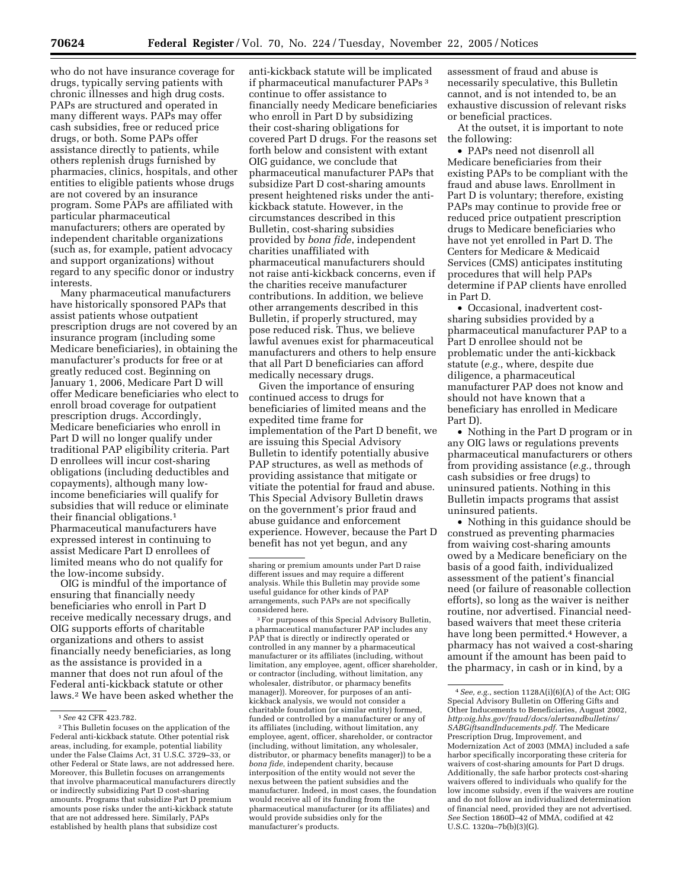who do not have insurance coverage for drugs, typically serving patients with chronic illnesses and high drug costs. PAPs are structured and operated in many different ways. PAPs may offer cash subsidies, free or reduced price drugs, or both. Some PAPs offer assistance directly to patients, while others replenish drugs furnished by pharmacies, clinics, hospitals, and other entities to eligible patients whose drugs are not covered by an insurance program. Some PAPs are affiliated with particular pharmaceutical manufacturers; others are operated by independent charitable organizations (such as, for example, patient advocacy and support organizations) without regard to any specific donor or industry interests.

Many pharmaceutical manufacturers have historically sponsored PAPs that assist patients whose outpatient prescription drugs are not covered by an insurance program (including some Medicare beneficiaries), in obtaining the manufacturer's products for free or at greatly reduced cost. Beginning on January 1, 2006, Medicare Part D will offer Medicare beneficiaries who elect to enroll broad coverage for outpatient prescription drugs. Accordingly, Medicare beneficiaries who enroll in Part D will no longer qualify under traditional PAP eligibility criteria. Part D enrollees will incur cost-sharing obligations (including deductibles and copayments), although many low-income beneficiaries will qualify for subsidies that will reduce or eliminate their financial obligations.[1] Pharmaceutical manufacturers have expressed interest in continuing to assist Medicare Part D enrollees of limited means who do not qualify for the low-income subsidy.

OIG is mindful of the importance of ensuring that financially needy beneficiaries who enroll in Part D receive medically necessary drugs, and OIG supports efforts of charitable organizations and others to assist financially needy beneficiaries, as long as the assistance is provided in a manner that does not run afoul of the Federal anti-kickback statute or other laws.[2] We have been asked whether the anti-kickback statute will be implicated if pharmaceutical manufacturer PAPs[3] continue to offer assistance to financially needy Medicare beneficiaries who enroll in Part D by subsidizing their cost-sharing obligations for covered Part D drugs. For the reasons set forth below and consistent with extant OIG guidance, we conclude that pharmaceutical manufacturer PAPs that subsidize Part D cost-sharing amounts present heightened risks under the anti-kickback statute. However, in the circumstances described in this Bulletin, cost-sharing subsidies provided by *bona fide*, independent charities unaffiliated with pharmaceutical manufacturers should not raise anti-kickback concerns, even if the charities receive manufacturer contributions. In addition, we believe other arrangements described in this Bulletin, if properly structured, may pose reduced risk. Thus, we believe lawful avenues exist for pharmaceutical manufacturers and others to help ensure that all Part D beneficiaries can afford medically necessary drugs.

Given the importance of ensuring continued access to drugs for beneficiaries of limited means and the expedited time frame for implementation of the Part D benefit, we are issuing this Special Advisory Bulletin to identify potentially abusive PAP structures, as well as methods of providing assistance that mitigate or vitiate the potential for fraud and abuse. This Special Advisory Bulletin draws on the government's prior fraud and abuse guidance and enforcement experience. However, because the Part D benefit has not yet begun, and any assessment of fraud and abuse is necessarily speculative, this Bulletin cannot, and is not intended to, be an exhaustive discussion of relevant risks or beneficial practices.

At the outset, it is important to note the following:

- PAPs need not disenroll all Medicare beneficiaries from their existing PAPs to be compliant with the fraud and abuse laws. Enrollment in Part D is voluntary; therefore, existing PAPs may continue to provide free or reduced price outpatient prescription drugs to Medicare beneficiaries who have not yet enrolled in Part D. The Centers for Medicare & Medicaid Services (CMS) anticipates instituting procedures that will help PAPs determine if PAP clients have enrolled in Part D.
- Occasional, inadvertent cost-sharing subsidies provided by a pharmaceutical manufacturer PAP to a Part D enrollee should not be problematic under the anti-kickback statute (*e.g.*, where, despite due diligence, a pharmaceutical manufacturer PAP does not know and should not have known that a beneficiary has enrolled in Medicare Part D).
- Nothing in the Part D program or in any OIG laws or regulations prevents pharmaceutical manufacturers or others from providing assistance (*e.g.*, through cash subsidies or free drugs) to uninsured patients. Nothing in this Bulletin impacts programs that assist uninsured patients.
- Nothing in this guidance should be construed as preventing pharmacies from waiving cost-sharing amounts owed by a Medicare beneficiary on the basis of a good faith, individualized assessment of the patient's financial need (or failure of reasonable collection efforts), so long as the waiver is neither routine, nor advertised. Financial need-based waivers that meet these criteria have long been permitted.[4] However, a pharmacy has not waived a cost-sharing amount if the amount has been paid to the pharmacy, in cash or in kind, by a

---

[1] *See* 42 CFR 423.782.

[2] This Bulletin focuses on the application of the Federal anti-kickback statute. Other potential risk areas, including, for example, potential liability under the False Claims Act, 31 U.S.C. 3729–33, or other Federal or State laws, are not addressed here. Moreover, this Bulletin focuses on arrangements that involve pharmaceutical manufacturers directly or indirectly subsidizing Part D cost-sharing amounts. Programs that subsidize Part D premium amounts pose risks under the anti-kickback statute that are not addressed here. Similarly, PAPs established by health plans that subsidize cost sharing or premium amounts under Part D raise different issues and may require a different analysis. While this Bulletin may provide some useful guidance for other kinds of PAP arrangements, such PAPs are not specifically considered here.

[3] For purposes of this Special Advisory Bulletin, a pharmaceutical manufacturer PAP includes any PAP that is directly or indirectly operated or controlled in any manner by a pharmaceutical manufacturer or its affiliates (including, without limitation, any employee, agent, officer shareholder, or contractor (including, without limitation, any wholesaler, distributor, or pharmacy benefits manager)). Moreover, for purposes of an anti-kickback analysis, we would not consider a charitable foundation (or similar entity) formed, funded or controlled by a manufacturer or any of its affiliates (including, without limitation, any employee, agent, officer, shareholder, or contractor (including, without limitation, any wholesaler, distributor, or pharmacy benefits manager)) to be a *bona fide*, independent charity, because interposition of the entity would not sever the nexus between the patient subsidies and the manufacturer. Indeed, in most cases, the foundation would receive all of its funding from the pharmaceutical manufacturer (or its affiliates) and would provide subsidies only for the manufacturer's products.

[4] *See, e.g.*, section 1128A(i)(6)(A) of the Act; OIG Special Advisory Bulletin on Offering Gifts and Other Inducements to Beneficiaries, August 2002, *http:oig.hhs.gov/fraud/docs/alertsandbulletins/SABGiftsandInducements.pdf*. The Medicare Prescription Drug, Improvement, and Modernization Act of 2003 (MMA) included a safe harbor specifically incorporating these criteria for waivers of cost-sharing amounts for Part D drugs. Additionally, the safe harbor protects cost-sharing waivers offered to individuals who qualify for the low income subsidy, even if the waivers are routine and do not follow an individualized determination of financial need, provided they are not advertised. *See* Section 1860D–42 of MMA, codified at 42 U.S.C. 1320a–7b(b)(3)(G).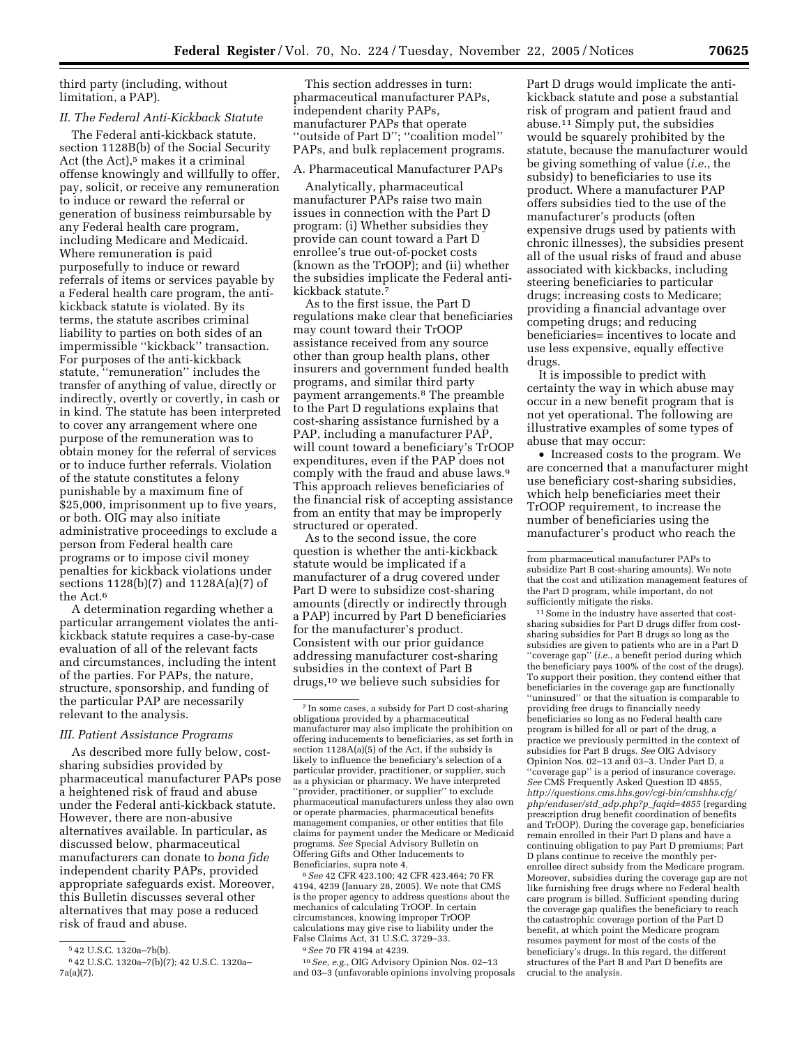third party (including, without limitation, a PAP).

### II. The Federal Anti-Kickback Statute

The Federal anti-kickback statute, section 1128B(b) of the Social Security Act (the Act),[5] makes it a criminal offense knowingly and willfully to offer, pay, solicit, or receive any remuneration to induce or reward the referral or generation of business reimbursable by any Federal health care program, including Medicare and Medicaid. Where remuneration is paid purposefully to induce or reward referrals of items or services payable by a Federal health care program, the anti-kickback statute is violated. By its terms, the statute ascribes criminal liability to parties on both sides of an impermissible ''kickback'' transaction. For purposes of the anti-kickback statute, ''remuneration'' includes the transfer of anything of value, directly or indirectly, overtly or covertly, in cash or in kind. The statute has been interpreted to cover any arrangement where one purpose of the remuneration was to obtain money for the referral of services or to induce further referrals. Violation of the statute constitutes a felony punishable by a maximum fine of $25,000, imprisonment up to five years, or both. OIG may also initiate administrative proceedings to exclude a person from Federal health care programs or to impose civil money penalties for kickback violations under sections 1128(b)(7) and 1128A(a)(7) of the Act.[6]

A determination regarding whether a particular arrangement violates the anti-kickback statute requires a case-by-case evaluation of all of the relevant facts and circumstances, including the intent of the parties. For PAPs, the nature, structure, sponsorship, and funding of the particular PAP are necessarily relevant to the analysis.

### III. Patient Assistance Programs

As described more fully below, cost-sharing subsidies provided by pharmaceutical manufacturer PAPs pose a heightened risk of fraud and abuse under the Federal anti-kickback statute. However, there are non-abusive alternatives available. In particular, as discussed below, pharmaceutical manufacturers can donate to *bona fide* independent charity PAPs, provided appropriate safeguards exist. Moreover, this Bulletin discusses several other alternatives that may pose a reduced risk of fraud and abuse.

This section addresses in turn: pharmaceutical manufacturer PAPs, independent charity PAPs, manufacturer PAPs that operate ''outside of Part D''; ''coalition model'' PAPs, and bulk replacement programs.

#### A. Pharmaceutical Manufacturer PAPs

Analytically, pharmaceutical manufacturer PAPs raise two main issues in connection with the Part D program: (i) Whether subsidies they provide can count toward a Part D enrollee's true out-of-pocket costs (known as the TrOOP); and (ii) whether the subsidies implicate the Federal anti-kickback statute.[7]

As to the first issue, the Part D regulations make clear that beneficiaries may count toward their TrOOP assistance received from any source other than group health plans, other insurers and government funded health programs, and similar third party payment arrangements.[8] The preamble to the Part D regulations explains that cost-sharing assistance furnished by a PAP, including a manufacturer PAP, will count toward a beneficiary's TrOOP expenditures, even if the PAP does not comply with the fraud and abuse laws.[9] This approach relieves beneficiaries of the financial risk of accepting assistance from an entity that may be improperly structured or operated.

As to the second issue, the core question is whether the anti-kickback statute would be implicated if a manufacturer of a drug covered under Part D were to subsidize cost-sharing amounts (directly or indirectly through a PAP) incurred by Part D beneficiaries for the manufacturer's product. Consistent with our prior guidance addressing manufacturer cost-sharing subsidies in the context of Part B drugs,[10] we believe such subsidies for Part D drugs would implicate the anti-kickback statute and pose a substantial risk of program and patient fraud and abuse.[11] Simply put, the subsidies would be squarely prohibited by the statute, because the manufacturer would be giving something of value (*i.e.*, the subsidy) to beneficiaries to use its product. Where a manufacturer PAP offers subsidies tied to the use of the manufacturer's products (often expensive drugs used by patients with chronic illnesses), the subsidies present all of the usual risks of fraud and abuse associated with kickbacks, including steering beneficiaries to particular drugs; increasing costs to Medicare; providing a financial advantage over competing drugs; and reducing beneficiaries= incentives to locate and use less expensive, equally effective drugs.

It is impossible to predict with certainty the way in which abuse may occur in a new benefit program that is not yet operational. The following are illustrative examples of some types of abuse that may occur:

- Increased costs to the program. We are concerned that a manufacturer might use beneficiary cost-sharing subsidies, which help beneficiaries meet their TrOOP requirement, to increase the number of beneficiaries using the manufacturer's product who reach the

---

[5] 42 U.S.C. 1320a–7b(b).

[6] 42 U.S.C. 1320a–7(b)(7); 42 U.S.C. 1320a–7a(a)(7).

[7] In some cases, a subsidy for Part D cost-sharing obligations provided by a pharmaceutical manufacturer may also implicate the prohibition on offering inducements to beneficiaries, as set forth in section 1128A(a)(5) of the Act, if the subsidy is likely to influence the beneficiary's selection of a particular provider, practitioner, or supplier, such as a physician or pharmacy. We have interpreted ''provider, practitioner, or supplier'' to exclude pharmaceutical manufacturers unless they also own or operate pharmacies, pharmaceutical benefits management companies, or other entities that file claims for payment under the Medicare or Medicaid programs. *See* Special Advisory Bulletin on Offering Gifts and Other Inducements to Beneficiaries, supra note 4.

[8] *See* 42 CFR 423.100; 42 CFR 423.464; 70 FR 4194, 4239 (January 28, 2005). We note that CMS is the proper agency to address questions about the mechanics of calculating TrOOP. In certain circumstances, knowing improper TrOOP calculations may give rise to liability under the False Claims Act, 31 U.S.C. 3729–33.

[9] *See* 70 FR 4194 at 4239.

[10] *See, e.g.*, OIG Advisory Opinion Nos. 02–13 and 03–3 (unfavorable opinions involving proposals from pharmaceutical manufacturer PAPs to subsidize Part B cost-sharing amounts). We note that the cost and utilization management features of the Part D program, while important, do not sufficiently mitigate the risks.

[11] Some in the industry have asserted that cost-sharing subsidies for Part D drugs differ from cost-sharing subsidies for Part B drugs so long as the subsidies are given to patients who are in a Part D ''coverage gap'' (*i.e.*, a benefit period during which the beneficiary pays 100% of the cost of the drugs). To support their position, they contend either that beneficiaries in the coverage gap are functionally ''uninsured'' or that the situation is comparable to providing free drugs to financially needy beneficiaries so long as no Federal health care program is billed for all or part of the drug, a practice we previously permitted in the context of subsidies for Part B drugs. *See* OIG Advisory Opinion Nos. 02–13 and 03–3. Under Part D, a ''coverage gap'' is a period of insurance coverage. *See* CMS Frequently Asked Question ID 4855, *http://questions.cms.hhs.gov/cgi-bin/cmshhs.cfg/php/enduser/std_adp.php?p_faqid=4855* (regarding prescription drug benefit coordination of benefits and TrOOP). During the coverage gap, beneficiaries remain enrolled in their Part D plans and have a continuing obligation to pay Part D premiums; Part D plans continue to receive the monthly per-enrollee direct subsidy from the Medicare program. Moreover, subsidies during the coverage gap are not like furnishing free drugs where no Federal health care program is billed. Sufficient spending during the coverage gap qualifies the beneficiary to reach the catastrophic coverage portion of the Part D benefit, at which point the Medicare program resumes payment for most of the costs of the beneficiary's drugs. In this regard, the different structures of the Part B and Part D benefits are crucial to the analysis.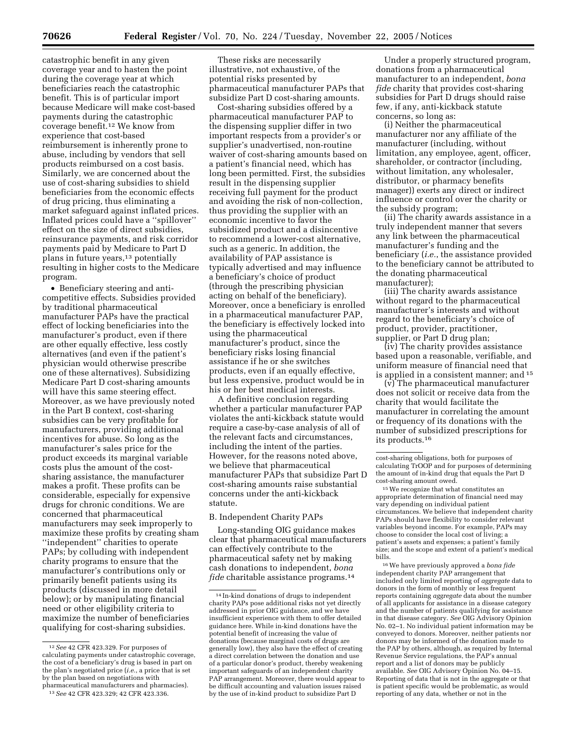catastrophic benefit in any given coverage year and to hasten the point during the coverage year at which beneficiaries reach the catastrophic benefit. This is of particular import because Medicare will make cost-based payments during the catastrophic coverage benefit.[12] We know from experience that cost-based reimbursement is inherently prone to abuse, including by vendors that sell products reimbursed on a cost basis. Similarly, we are concerned about the use of cost-sharing subsidies to shield beneficiaries from the economic effects of drug pricing, thus eliminating a market safeguard against inflated prices. Inflated prices could have a ''spillover'' effect on the size of direct subsidies, reinsurance payments, and risk corridor payments paid by Medicare to Part D plans in future years,[13] potentially resulting in higher costs to the Medicare program.

- Beneficiary steering and anti-competitive effects. Subsidies provided by traditional pharmaceutical manufacturer PAPs have the practical effect of locking beneficiaries into the manufacturer's product, even if there are other equally effective, less costly alternatives (and even if the patient's physician would otherwise prescribe one of these alternatives). Subsidizing Medicare Part D cost-sharing amounts will have this same steering effect. Moreover, as we have previously noted in the Part B context, cost-sharing subsidies can be very profitable for manufacturers, providing additional incentives for abuse. So long as the manufacturer's sales price for the product exceeds its marginal variable costs plus the amount of the cost-sharing assistance, the manufacturer makes a profit. These profits can be considerable, especially for expensive drugs for chronic conditions. We are concerned that pharmaceutical manufacturers may seek improperly to maximize these profits by creating sham ''independent'' charities to operate PAPs; by colluding with independent charity programs to ensure that the manufacturer's contributions only or primarily benefit patients using its products (discussed in more detail below); or by manipulating financial need or other eligibility criteria to maximize the number of beneficiaries qualifying for cost-sharing subsidies.

These risks are necessarily illustrative, not exhaustive, of the potential risks presented by pharmaceutical manufacturer PAPs that subsidize Part D cost-sharing amounts.

Cost-sharing subsidies offered by a pharmaceutical manufacturer PAP to the dispensing supplier differ in two important respects from a provider's or supplier's unadvertised, non-routine waiver of cost-sharing amounts based on a patient's financial need, which has long been permitted. First, the subsidies result in the dispensing supplier receiving full payment for the product and avoiding the risk of non-collection, thus providing the supplier with an economic incentive to favor the subsidized product and a disincentive to recommend a lower-cost alternative, such as a generic. In addition, the availability of PAP assistance is typically advertised and may influence a beneficiary's choice of product (through the prescribing physician acting on behalf of the beneficiary). Moreover, once a beneficiary is enrolled in a pharmaceutical manufacturer PAP, the beneficiary is effectively locked into using the pharmaceutical manufacturer's product, since the beneficiary risks losing financial assistance if he or she switches products, even if an equally effective, but less expensive, product would be in his or her best medical interests.

A definitive conclusion regarding whether a particular manufacturer PAP violates the anti-kickback statute would require a case-by-case analysis of all of the relevant facts and circumstances, including the intent of the parties. However, for the reasons noted above, we believe that pharmaceutical manufacturer PAPs that subsidize Part D cost-sharing amounts raise substantial concerns under the anti-kickback statute.

B. Independent Charity PAPs

Long-standing OIG guidance makes clear that pharmaceutical manufacturers can effectively contribute to the pharmaceutical safety net by making cash donations to independent, *bona fide* charitable assistance programs.[14]

Under a properly structured program, donations from a pharmaceutical manufacturer to an independent, *bona fide* charity that provides cost-sharing subsidies for Part D drugs should raise few, if any, anti-kickback statute concerns, so long as:

(i) Neither the pharmaceutical manufacturer nor any affiliate of the manufacturer (including, without limitation, any employee, agent, officer, shareholder, or contractor (including, without limitation, any wholesaler, distributor, or pharmacy benefits manager)) exerts any direct or indirect influence or control over the charity or the subsidy program;

(ii) The charity awards assistance in a truly independent manner that severs any link between the pharmaceutical manufacturer's funding and the beneficiary (*i.e.*, the assistance provided to the beneficiary cannot be attributed to the donating pharmaceutical manufacturer);

(iii) The charity awards assistance without regard to the pharmaceutical manufacturer's interests and without regard to the beneficiary's choice of product, provider, practitioner, supplier, or Part D drug plan;

(iv) The charity provides assistance based upon a reasonable, verifiable, and uniform measure of financial need that is applied in a consistent manner; and [15]

(v) The pharmaceutical manufacturer does not solicit or receive data from the charity that would facilitate the manufacturer in correlating the amount or frequency of its donations with the number of subsidized prescriptions for its products.[16]

---

[12] *See* 42 CFR 423.329. For purposes of calculating payments under catastrophic coverage, the cost of a beneficiary's drug is based in part on the plan's negotiated price (*i.e.*, a price that is set by the plan based on negotiations with pharmaceutical manufacturers and pharmacies).

[13] *See* 42 CFR 423.329; 42 CFR 423.336.

[14] In-kind donations of drugs to independent charity PAPs pose additional risks not yet directly addressed in prior OIG guidance, and we have insufficient experience with them to offer detailed guidance here. While in-kind donations have the potential benefit of increasing the value of donations (because marginal costs of drugs are generally low), they also have the effect of creating a direct correlation between the donation and use of a particular donor's product, thereby weakening important safeguards of an independent charity PAP arrangement. Moreover, there would appear to be difficult accounting and valuation issues raised by the use of in-kind product to subsidize Part D cost-sharing obligations, both for purposes of calculating TrOOP and for purposes of determining the amount of in-kind drug that equals the Part D cost-sharing amount owed.

[15] We recognize that what constitutes an appropriate determination of financial need may vary depending on individual patient circumstances. We believe that independent charity PAPs should have flexibility to consider relevant variables beyond income. For example, PAPs may choose to consider the local cost of living; a patient's assets and expenses; a patient's family size; and the scope and extent of a patient's medical bills.

[16] We have previously approved a *bona fide* independent charity PAP arrangement that included only limited reporting of *aggregate* data to donors in the form of monthly or less frequent reports containing *aggregate* data about the number of all applicants for assistance in a disease category and the number of patients qualifying for assistance in that disease category. *See* OIG Advisory Opinion No. 02–1. No individual patient information may be conveyed to donors. Moreover, neither patients nor donors may be informed of the donation made to the PAP by others, although, as required by Internal Revenue Service regulations, the PAP's annual report and a list of donors may be publicly available. *See* OIG Advisory Opinion No. 04–15. Reporting of data that is not in the aggregate or that is patient specific would be problematic, as would reporting of any data, whether or not in the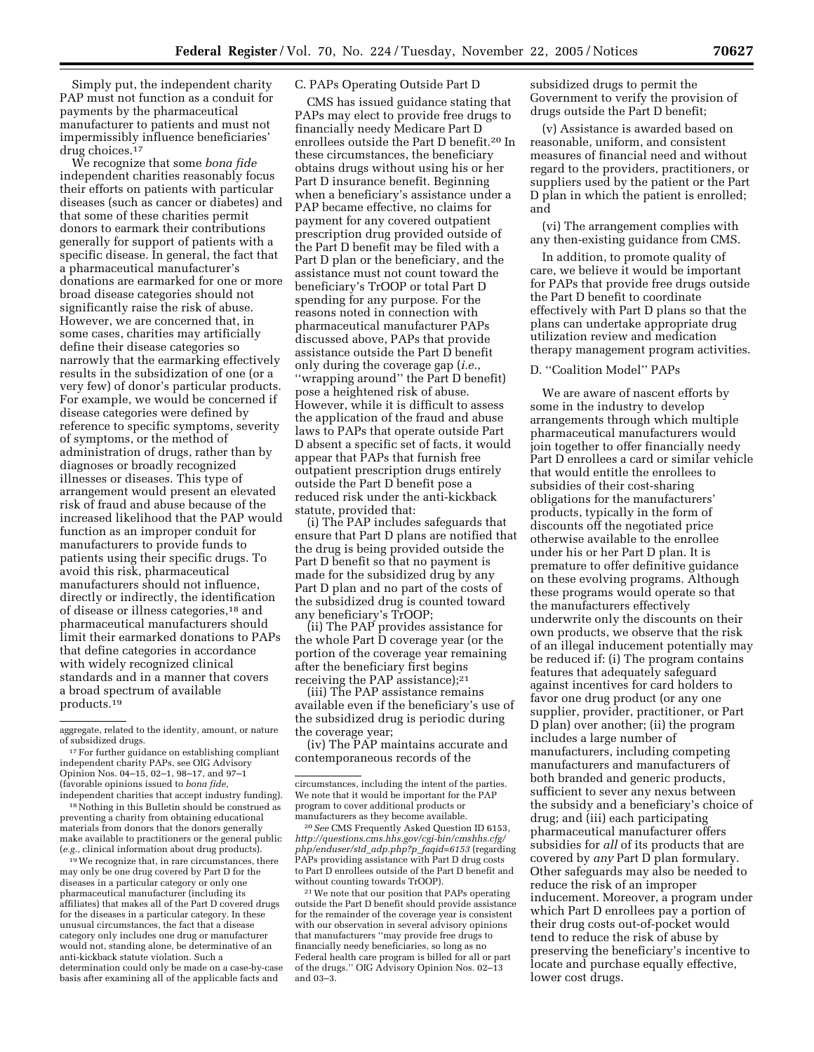Simply put, the independent charity PAP must not function as a conduit for payments by the pharmaceutical manufacturer to patients and must not impermissibly influence beneficiaries' drug choices.[17]

We recognize that some *bona fide* independent charities reasonably focus their efforts on patients with particular diseases (such as cancer or diabetes) and that some of these charities permit donors to earmark their contributions generally for support of patients with a specific disease. In general, the fact that a pharmaceutical manufacturer's donations are earmarked for one or more broad disease categories should not significantly raise the risk of abuse. However, we are concerned that, in some cases, charities may artificially define their disease categories so narrowly that the earmarking effectively results in the subsidization of one (or a very few) of donor's particular products. For example, we would be concerned if disease categories were defined by reference to specific symptoms, severity of symptoms, or the method of administration of drugs, rather than by diagnoses or broadly recognized illnesses or diseases. This type of arrangement would present an elevated risk of fraud and abuse because of the increased likelihood that the PAP would function as an improper conduit for manufacturers to provide funds to patients using their specific drugs. To avoid this risk, pharmaceutical manufacturers should not influence, directly or indirectly, the identification of disease or illness categories,[18] and pharmaceutical manufacturers should limit their earmarked donations to PAPs that define categories in accordance with widely recognized clinical standards and in a manner that covers a broad spectrum of available products.[19]

### C. PAPs Operating Outside Part D

CMS has issued guidance stating that PAPs may elect to provide free drugs to financially needy Medicare Part D enrollees outside the Part D benefit.[20] In these circumstances, the beneficiary obtains drugs without using his or her Part D insurance benefit. Beginning when a beneficiary's assistance under a PAP became effective, no claims for payment for any covered outpatient prescription drug provided outside of the Part D benefit may be filed with a Part D plan or the beneficiary, and the assistance must not count toward the beneficiary's TrOOP or total Part D spending for any purpose. For the reasons noted in connection with pharmaceutical manufacturer PAPs discussed above, PAPs that provide assistance outside the Part D benefit only during the coverage gap (*i.e.*, "wrapping around" the Part D benefit) pose a heightened risk of abuse. However, while it is difficult to assess the application of the fraud and abuse laws to PAPs that operate outside Part D absent a specific set of facts, it would appear that PAPs that furnish free outpatient prescription drugs entirely outside the Part D benefit pose a reduced risk under the anti-kickback statute, provided that:

(i) The PAP includes safeguards that ensure that Part D plans are notified that the drug is being provided outside the Part D benefit so that no payment is made for the subsidized drug by any Part D plan and no part of the costs of the subsidized drug is counted toward any beneficiary's TrOOP;

(ii) The PAP provides assistance for the whole Part D coverage year (or the portion of the coverage year remaining after the beneficiary first begins receiving the PAP assistance);[21]

(iii) The PAP assistance remains available even if the beneficiary's use of the subsidized drug is periodic during the coverage year;

(iv) The PAP maintains accurate and contemporaneous records of the subsidized drugs to permit the Government to verify the provision of drugs outside the Part D benefit;

(v) Assistance is awarded based on reasonable, uniform, and consistent measures of financial need and without regard to the providers, practitioners, or suppliers used by the patient or the Part D plan in which the patient is enrolled; and

(vi) The arrangement complies with any then-existing guidance from CMS.

In addition, to promote quality of care, we believe it would be important for PAPs that provide free drugs outside the Part D benefit to coordinate effectively with Part D plans so that the plans can undertake appropriate drug utilization review and medication therapy management program activities.

### D. "Coalition Model" PAPs

We are aware of nascent efforts by some in the industry to develop arrangements through which multiple pharmaceutical manufacturers would join together to offer financially needy Part D enrollees a card or similar vehicle that would entitle the enrollees to subsidies of their cost-sharing obligations for the manufacturers' products, typically in the form of discounts off the negotiated price otherwise available to the enrollee under his or her Part D plan. It is premature to offer definitive guidance on these evolving programs. Although these programs would operate so that the manufacturers effectively underwrite only the discounts on their own products, we observe that the risk of an illegal inducement potentially may be reduced if: (i) The program contains features that adequately safeguard against incentives for card holders to favor one drug product (or any one supplier, provider, practitioner, or Part D plan) over another; (ii) the program includes a large number of manufacturers, including competing manufacturers and manufacturers of both branded and generic products, sufficient to sever any nexus between the subsidy and a beneficiary's choice of drug; and (iii) each participating pharmaceutical manufacturer offers subsidies for *all* of its products that are covered by *any* Part D plan formulary. Other safeguards may also be needed to reduce the risk of an improper inducement. Moreover, a program under which Part D enrollees pay a portion of their drug costs out-of-pocket would tend to reduce the risk of abuse by preserving the beneficiary's incentive to locate and purchase equally effective, lower cost drugs.

---

aggregate, related to the identity, amount, or nature of subsidized drugs.

[17] For further guidance on establishing compliant independent charity PAPs, see OIG Advisory Opinion Nos. 04–15, 02–1, 98–17, and 97–1 (favorable opinions issued to *bona fide*, independent charities that accept industry funding).

[18] Nothing in this Bulletin should be construed as preventing a charity from obtaining educational materials from donors that the donors generally make available to practitioners or the general public (*e.g.*, clinical information about drug products).

[19] We recognize that, in rare circumstances, there may only be one drug covered by Part D for the diseases in a particular category or only one pharmaceutical manufacturer (including its affiliates) that makes all of the Part D covered drugs for the diseases in a particular category. In these unusual circumstances, the fact that a disease category only includes one drug or manufacturer would not, standing alone, be determinative of an anti-kickback statute violation. Such a determination could only be made on a case-by-case basis after examining all of the applicable facts and circumstances, including the intent of the parties. We note that it would be important for the PAP program to cover additional products or manufacturers as they become available.

[20] *See* CMS Frequently Asked Question ID 6153, *http://questions.cms.hhs.gov/cgi-bin/cmshhs.cfg/php/enduser/std_adp.php?p_faqid=6153* (regarding PAPs providing assistance with Part D drug costs to Part D enrollees outside of the Part D benefit and without counting towards TrOOP).

[21] We note that our position that PAPs operating outside the Part D benefit should provide assistance for the remainder of the coverage year is consistent with our observation in several advisory opinions that manufacturers "may provide free drugs to financially needy beneficiaries, so long as no Federal health care program is billed for all or part of the drugs." OIG Advisory Opinion Nos. 02–13 and 03–3.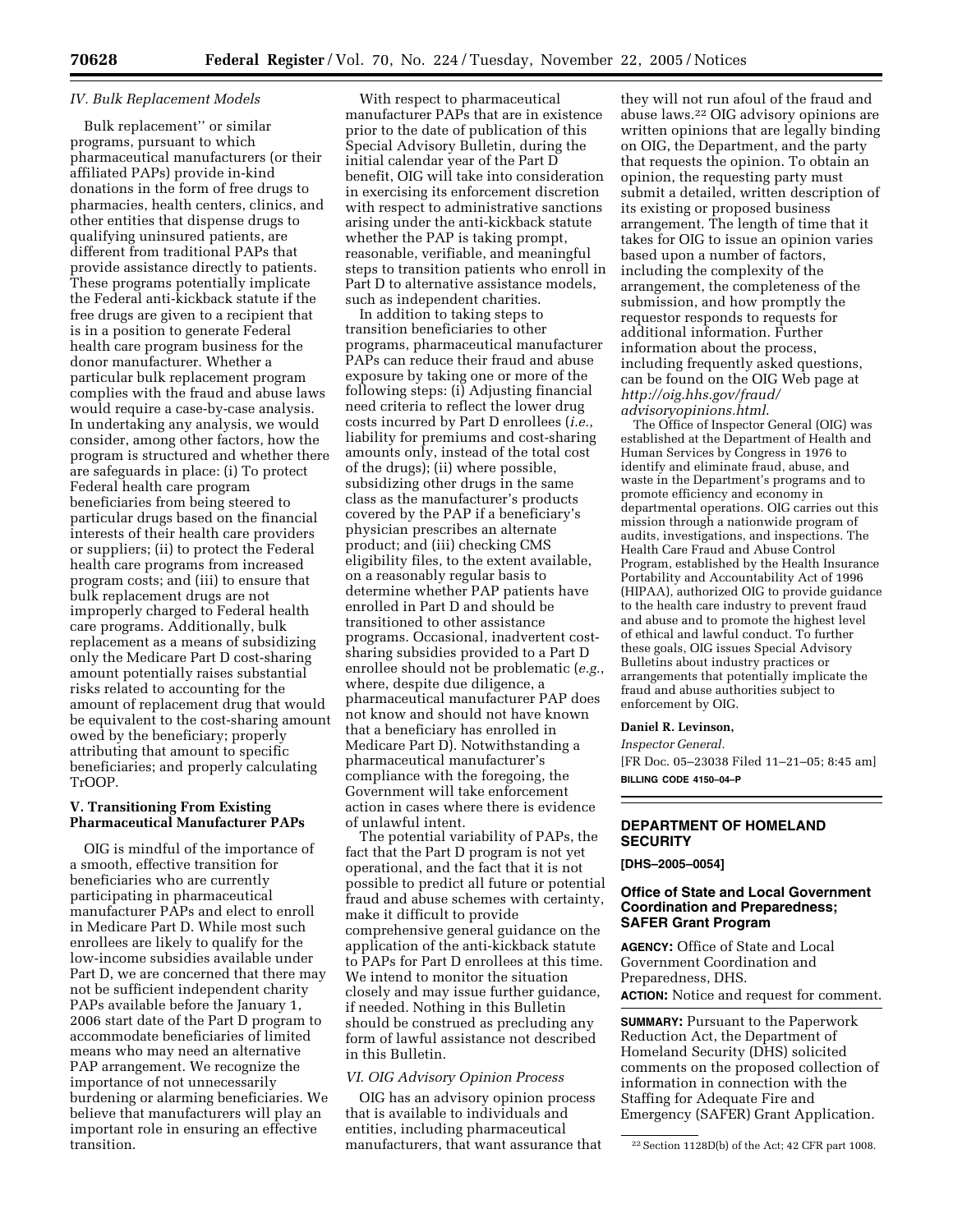### IV. Bulk Replacement Models

Bulk replacement'' or similar programs, pursuant to which pharmaceutical manufacturers (or their affiliated PAPs) provide in-kind donations in the form of free drugs to pharmacies, health centers, clinics, and other entities that dispense drugs to qualifying uninsured patients, are different from traditional PAPs that provide assistance directly to patients. These programs potentially implicate the Federal anti-kickback statute if the free drugs are given to a recipient that is in a position to generate Federal health care program business for the donor manufacturer. Whether a particular bulk replacement program complies with the fraud and abuse laws would require a case-by-case analysis. In undertaking any analysis, we would consider, among other factors, how the program is structured and whether there are safeguards in place: (i) To protect Federal health care program beneficiaries from being steered to particular drugs based on the financial interests of their health care providers or suppliers; (ii) to protect the Federal health care programs from increased program costs; and (iii) to ensure that bulk replacement drugs are not improperly charged to Federal health care programs. Additionally, bulk replacement as a means of subsidizing only the Medicare Part D cost-sharing amount potentially raises substantial risks related to accounting for the amount of replacement drug that would be equivalent to the cost-sharing amount owed by the beneficiary; properly attributing that amount to specific beneficiaries; and properly calculating TrOOP.

## V. Transitioning From Existing Pharmaceutical Manufacturer PAPs

OIG is mindful of the importance of a smooth, effective transition for beneficiaries who are currently participating in pharmaceutical manufacturer PAPs and elect to enroll in Medicare Part D. While most such enrollees are likely to qualify for the low-income subsidies available under Part D, we are concerned that there may not be sufficient independent charity PAPs available before the January 1, 2006 start date of the Part D program to accommodate beneficiaries of limited means who may need an alternative PAP arrangement. We recognize the importance of not unnecessarily burdening or alarming beneficiaries. We believe that manufacturers will play an important role in ensuring an effective transition.

With respect to pharmaceutical manufacturer PAPs that are in existence prior to the date of publication of this Special Advisory Bulletin, during the initial calendar year of the Part D benefit, OIG will take into consideration in exercising its enforcement discretion with respect to administrative sanctions arising under the anti-kickback statute whether the PAP is taking prompt, reasonable, verifiable, and meaningful steps to transition patients who enroll in Part D to alternative assistance models, such as independent charities.

In addition to taking steps to transition beneficiaries to other programs, pharmaceutical manufacturer PAPs can reduce their fraud and abuse exposure by taking one or more of the following steps: (i) Adjusting financial need criteria to reflect the lower drug costs incurred by Part D enrollees (*i.e.*, liability for premiums and cost-sharing amounts only, instead of the total cost of the drugs); (ii) where possible, subsidizing other drugs in the same class as the manufacturer's products covered by the PAP if a beneficiary's physician prescribes an alternate product; and (iii) checking CMS eligibility files, to the extent available, on a reasonably regular basis to determine whether PAP patients have enrolled in Part D and should be transitioned to other assistance programs. Occasional, inadvertent cost-sharing subsidies provided to a Part D enrollee should not be problematic (*e.g.*, where, despite due diligence, a pharmaceutical manufacturer PAP does not know and should not have known that a beneficiary has enrolled in Medicare Part D). Notwithstanding a pharmaceutical manufacturer's compliance with the foregoing, the Government will take enforcement action in cases where there is evidence of unlawful intent.

The potential variability of PAPs, the fact that the Part D program is not yet operational, and the fact that it is not possible to predict all future or potential fraud and abuse schemes with certainty, make it difficult to provide comprehensive general guidance on the application of the anti-kickback statute to PAPs for Part D enrollees at this time. We intend to monitor the situation closely and may issue further guidance, if needed. Nothing in this Bulletin should be construed as precluding any form of lawful assistance not described in this Bulletin.

### VI. OIG Advisory Opinion Process

OIG has an advisory opinion process that is available to individuals and entities, including pharmaceutical manufacturers, that want assurance that they will not run afoul of the fraud and abuse laws.[22] OIG advisory opinions are written opinions that are legally binding on OIG, the Department, and the party that requests the opinion. To obtain an opinion, the requesting party must submit a detailed, written description of its existing or proposed business arrangement. The length of time that it takes for OIG to issue an opinion varies based upon a number of factors, including the complexity of the arrangement, the completeness of the submission, and how promptly the requestor responds to requests for additional information. Further information about the process, including frequently asked questions, can be found on the OIG Web page at *http://oig.hhs.gov/fraud/advisoryopinions.html*.

The Office of Inspector General (OIG) was established at the Department of Health and Human Services by Congress in 1976 to identify and eliminate fraud, abuse, and waste in the Department's programs and to promote efficiency and economy in departmental operations. OIG carries out this mission through a nationwide program of audits, investigations, and inspections. The Health Care Fraud and Abuse Control Program, established by the Health Insurance Portability and Accountability Act of 1996 (HIPAA), authorized OIG to provide guidance to the health care industry to prevent fraud and abuse and to promote the highest level of ethical and lawful conduct. To further these goals, OIG issues Special Advisory Bulletins about industry practices or arrangements that potentially implicate the fraud and abuse authorities subject to enforcement by OIG.

**Daniel R. Levinson,**

*Inspector General.*

[FR Doc. 05–23038 Filed 11–21–05; 8:45 am]

**BILLING CODE 4150–04–P**

[22] Section 1128D(b) of the Act; 42 CFR part 1008.

---

## DEPARTMENT OF HOMELAND SECURITY

**[DHS–2005–0054]**

## Office of State and Local Government Coordination and Preparedness; SAFER Grant Program

**AGENCY:** Office of State and Local Government Coordination and Preparedness, DHS.

**ACTION:** Notice and request for comment.

**SUMMARY:** Pursuant to the Paperwork Reduction Act, the Department of Homeland Security (DHS) solicited comments on the proposed collection of information in connection with the Staffing for Adequate Fire and Emergency (SAFER) Grant Application.